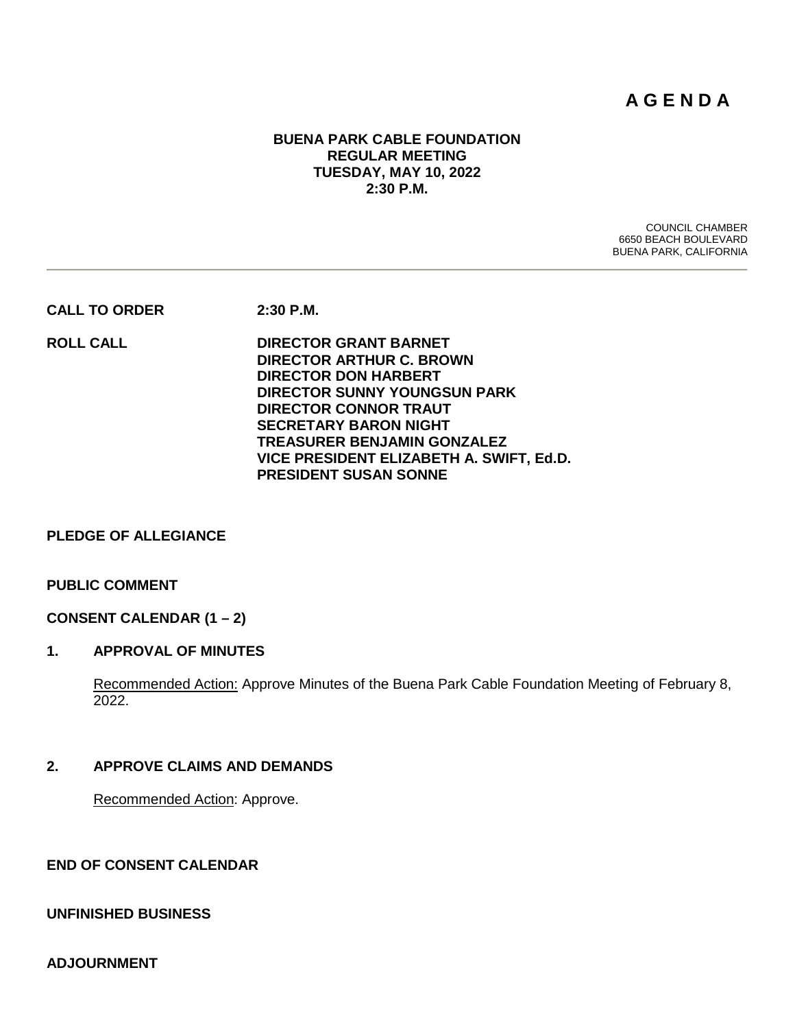# A G E N D A

**BUENA PARK CABLE FOUNDATION**
**REGULAR MEETING**
**TUESDAY, MAY 10, 2022**
**2:30 P.M.**

COUNCIL CHAMBER
6650 BEACH BOULEVARD
BUENA PARK, CALIFORNIA

---

**CALL TO ORDER** **2:30 P.M.**

**ROLL CALL**

**DIRECTOR GRANT BARNET**
**DIRECTOR ARTHUR C. BROWN**
**DIRECTOR DON HARBERT**
**DIRECTOR SUNNY YOUNGSUN PARK**
**DIRECTOR CONNOR TRAUT**
**SECRETARY BARON NIGHT**
**TREASURER BENJAMIN GONZALEZ**
**VICE PRESIDENT ELIZABETH A. SWIFT, Ed.D.**
**PRESIDENT SUSAN SONNE**

**PLEDGE OF ALLEGIANCE**

**PUBLIC COMMENT**

**CONSENT CALENDAR (1 – 2)**

**1. APPROVAL OF MINUTES**

Recommended Action: Approve Minutes of the Buena Park Cable Foundation Meeting of February 8, 2022.

**2. APPROVE CLAIMS AND DEMANDS**

Recommended Action: Approve.

**END OF CONSENT CALENDAR**

**UNFINISHED BUSINESS**

**ADJOURNMENT**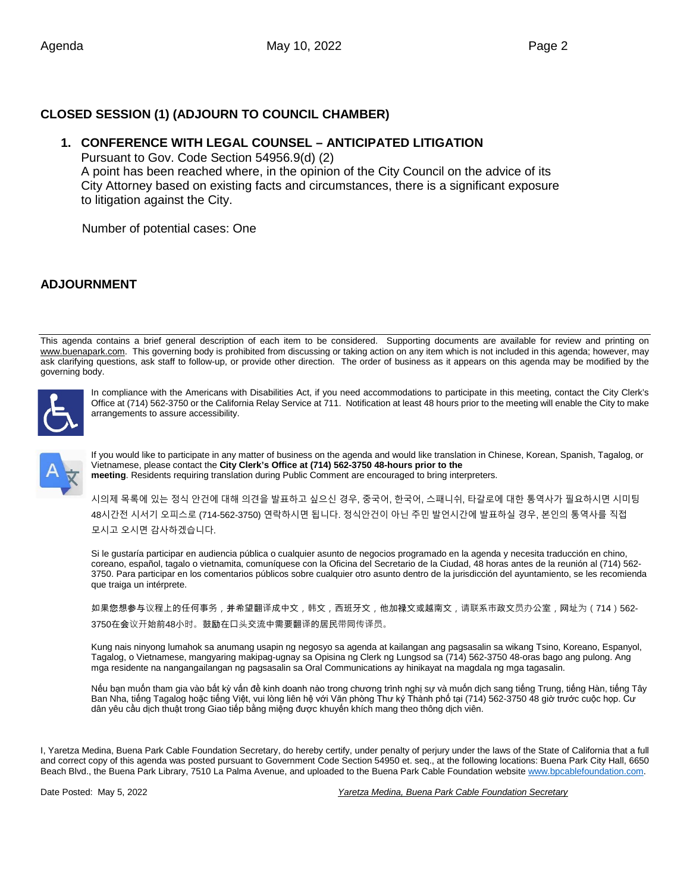## CLOSED SESSION (1) (ADJOURN TO COUNCIL CHAMBER)

### 1. CONFERENCE WITH LEGAL COUNSEL – ANTICIPATED LITIGATION

Pursuant to Gov. Code Section 54956.9(d) (2)
A point has been reached where, in the opinion of the City Council on the advice of its City Attorney based on existing facts and circumstances, there is a significant exposure to litigation against the City.

Number of potential cases: One

## ADJOURNMENT

---

This agenda contains a brief general description of each item to be considered. Supporting documents are available for review and printing on www.buenapark.com. This governing body is prohibited from discussing or taking action on any item which is not included in this agenda; however, may ask clarifying questions, ask staff to follow-up, or provide other direction. The order of business as it appears on this agenda may be modified by the governing body.

In compliance with the Americans with Disabilities Act, if you need accommodations to participate in this meeting, contact the City Clerk's Office at (714) 562-3750 or the California Relay Service at 711. Notification at least 48 hours prior to the meeting will enable the City to make arrangements to assure accessibility.

If you would like to participate in any matter of business on the agenda and would like translation in Chinese, Korean, Spanish, Tagalog, or Vietnamese, please contact the **City Clerk's Office at (714) 562-3750 48-hours prior to the meeting**. Residents requiring translation during Public Comment are encouraged to bring interpreters.

시의제 목록에 있는 정식 안건에 대해 의견을 발표하고 싶으신 경우, 중국어, 한국어, 스패니쉬, 타갈로에 대한 통역사가 필요하시면 시미팅 48시간전 시서기 오피스로 (714-562-3750) 연락하시면 됩니다. 정식안건이 아닌 주민 발언시간에 발표하실 경우, 본인의 통역사를 직접 모시고 오시면 감사하겠습니다.

Si le gustaría participar en audiencia pública o cualquier asunto de negocios programado en la agenda y necesita traducción en chino, coreano, español, tagalo o vietnamita, comuníquese con la Oficina del Secretario de la Ciudad, 48 horas antes de la reunión al (714) 562-3750. Para participar en los comentarios públicos sobre cualquier otro asunto dentro de la jurisdicción del ayuntamiento, se les recomienda que traiga un intérprete.

如果您想参与议程上的任何事务，并希望翻译成中文，韩文，西班牙文，他加禄文或越南文，请联系市政文员办公室，网址为（714）562-3750在会议开始前48小时。鼓励在口头交流中需要翻译的居民带同传译员。

Kung nais ninyong lumahok sa anumang usapin ng negosyo sa agenda at kailangan ang pagsasalin sa wikang Tsino, Koreano, Espanyol, Tagalog, o Vietnamese, mangyaring makipag-ugnay sa Opisina ng Clerk ng Lungsod sa (714) 562-3750 48-oras bago ang pulong. Ang mga residente na nangangailangan ng pagsasalin sa Oral Communications ay hinikayat na magdala ng mga tagasalin.

Nếu bạn muốn tham gia vào bất kỳ vấn đề kinh doanh nào trong chương trình nghị sự và muốn dịch sang tiếng Trung, tiếng Hàn, tiếng Tây Ban Nha, tiếng Tagalog hoặc tiếng Việt, vui lòng liên hệ với Văn phòng Thư ký Thành phố tại (714) 562-3750 48 giờ trước cuộc họp. Cư dân yêu cầu dịch thuật trong Giao tiếp bằng miệng được khuyến khích mang theo thông dịch viên.

I, Yaretza Medina, Buena Park Cable Foundation Secretary, do hereby certify, under penalty of perjury under the laws of the State of California that a full and correct copy of this agenda was posted pursuant to Government Code Section 54950 et. seq., at the following locations: Buena Park City Hall, 6650 Beach Blvd., the Buena Park Library, 7510 La Palma Avenue, and uploaded to the Buena Park Cable Foundation website www.bpcablefoundation.com.

Date Posted: May 5, 2022

*Yaretza Medina, Buena Park Cable Foundation Secretary*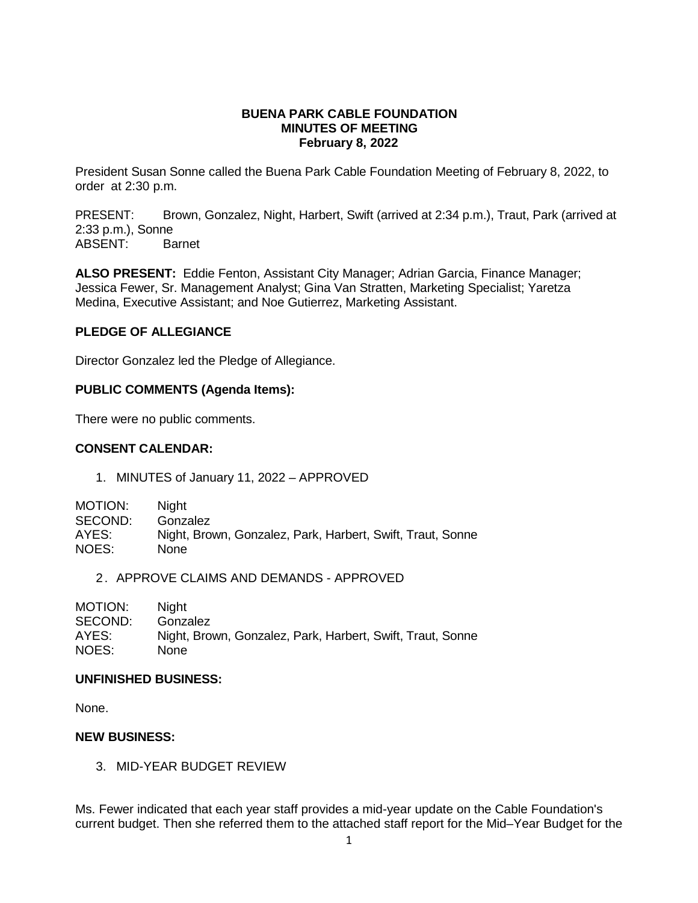**BUENA PARK CABLE FOUNDATION**
**MINUTES OF MEETING**
**February 8, 2022**

President Susan Sonne called the Buena Park Cable Foundation Meeting of February 8, 2022, to order at 2:30 p.m.

PRESENT: Brown, Gonzalez, Night, Harbert, Swift (arrived at 2:34 p.m.), Traut, Park (arrived at 2:33 p.m.), Sonne
ABSENT: Barnet

**ALSO PRESENT:** Eddie Fenton, Assistant City Manager; Adrian Garcia, Finance Manager; Jessica Fewer, Sr. Management Analyst; Gina Van Stratten, Marketing Specialist; Yaretza Medina, Executive Assistant; and Noe Gutierrez, Marketing Assistant.

**PLEDGE OF ALLEGIANCE**

Director Gonzalez led the Pledge of Allegiance.

**PUBLIC COMMENTS (Agenda Items):**

There were no public comments.

**CONSENT CALENDAR:**

1. MINUTES of January 11, 2022 – APPROVED

MOTION: Night
SECOND: Gonzalez
AYES: Night, Brown, Gonzalez, Park, Harbert, Swift, Traut, Sonne
NOES: None

2. APPROVE CLAIMS AND DEMANDS - APPROVED

MOTION: Night
SECOND: Gonzalez
AYES: Night, Brown, Gonzalez, Park, Harbert, Swift, Traut, Sonne
NOES: None

**UNFINISHED BUSINESS:**

None.

**NEW BUSINESS:**

3. MID-YEAR BUDGET REVIEW

Ms. Fewer indicated that each year staff provides a mid-year update on the Cable Foundation's current budget. Then she referred them to the attached staff report for the Mid–Year Budget for the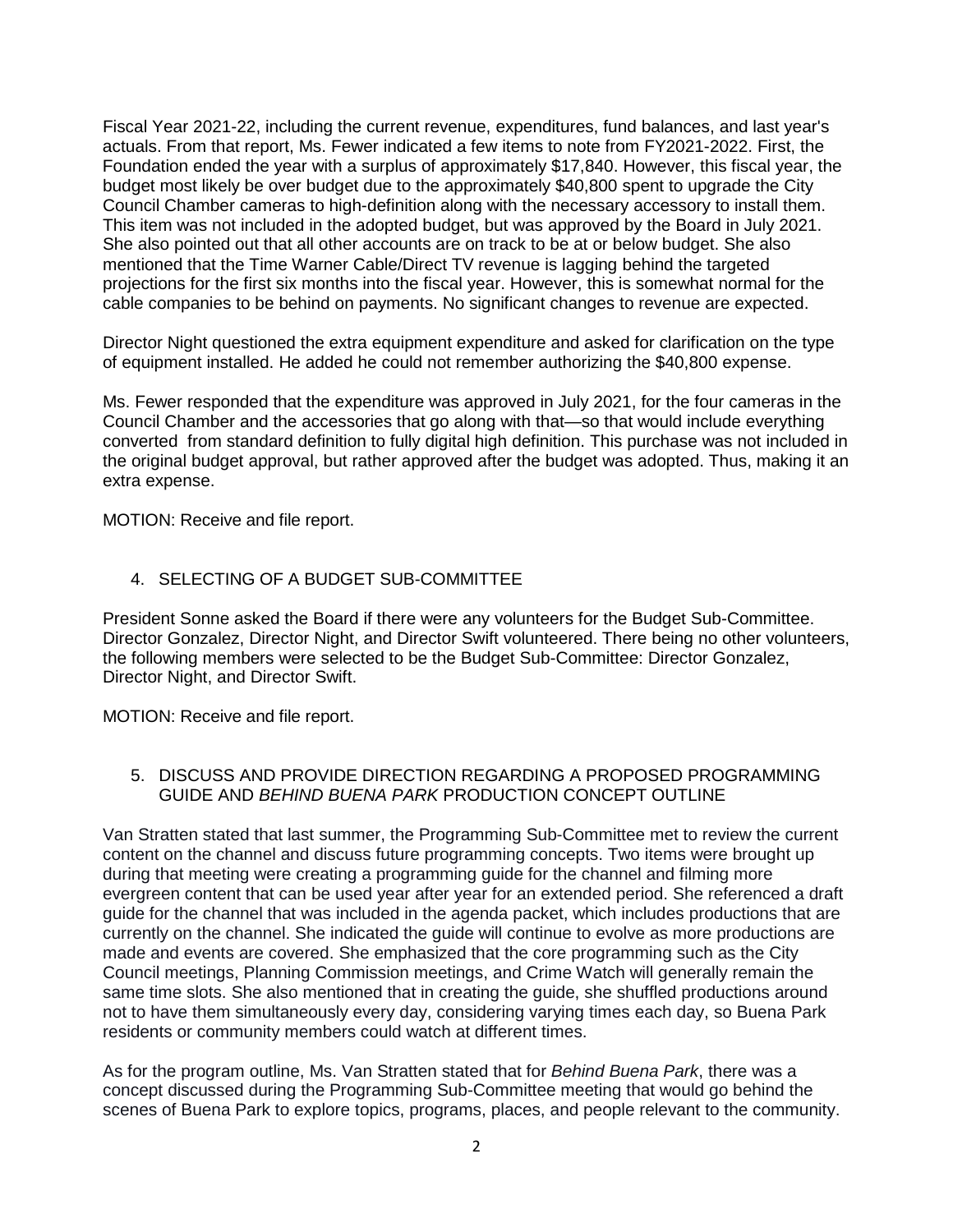Fiscal Year 2021-22, including the current revenue, expenditures, fund balances, and last year's actuals. From that report, Ms. Fewer indicated a few items to note from FY2021-2022. First, the Foundation ended the year with a surplus of approximately $17,840. However, this fiscal year, the budget most likely be over budget due to the approximately $40,800 spent to upgrade the City Council Chamber cameras to high-definition along with the necessary accessory to install them. This item was not included in the adopted budget, but was approved by the Board in July 2021. She also pointed out that all other accounts are on track to be at or below budget. She also mentioned that the Time Warner Cable/Direct TV revenue is lagging behind the targeted projections for the first six months into the fiscal year. However, this is somewhat normal for the cable companies to be behind on payments. No significant changes to revenue are expected.

Director Night questioned the extra equipment expenditure and asked for clarification on the type of equipment installed. He added he could not remember authorizing the $40,800 expense.

Ms. Fewer responded that the expenditure was approved in July 2021, for the four cameras in the Council Chamber and the accessories that go along with that—so that would include everything converted from standard definition to fully digital high definition. This purchase was not included in the original budget approval, but rather approved after the budget was adopted. Thus, making it an extra expense.

MOTION: Receive and file report.

4. SELECTING OF A BUDGET SUB-COMMITTEE

President Sonne asked the Board if there were any volunteers for the Budget Sub-Committee. Director Gonzalez, Director Night, and Director Swift volunteered. There being no other volunteers, the following members were selected to be the Budget Sub-Committee: Director Gonzalez, Director Night, and Director Swift.

MOTION: Receive and file report.

5. DISCUSS AND PROVIDE DIRECTION REGARDING A PROPOSED PROGRAMMING GUIDE AND *BEHIND BUENA PARK* PRODUCTION CONCEPT OUTLINE

Van Stratten stated that last summer, the Programming Sub-Committee met to review the current content on the channel and discuss future programming concepts. Two items were brought up during that meeting were creating a programming guide for the channel and filming more evergreen content that can be used year after year for an extended period. She referenced a draft guide for the channel that was included in the agenda packet, which includes productions that are currently on the channel. She indicated the guide will continue to evolve as more productions are made and events are covered. She emphasized that the core programming such as the City Council meetings, Planning Commission meetings, and Crime Watch will generally remain the same time slots. She also mentioned that in creating the guide, she shuffled productions around not to have them simultaneously every day, considering varying times each day, so Buena Park residents or community members could watch at different times.

As for the program outline, Ms. Van Stratten stated that for *Behind Buena Park*, there was a concept discussed during the Programming Sub-Committee meeting that would go behind the scenes of Buena Park to explore topics, programs, places, and people relevant to the community.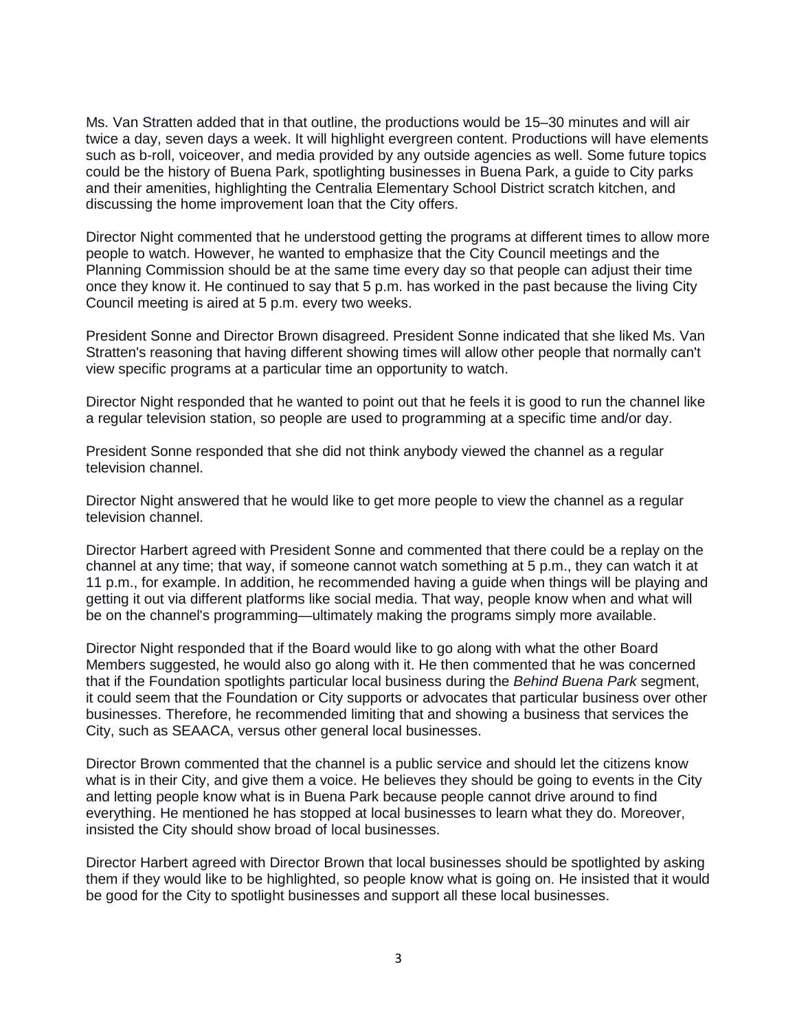Ms. Van Stratten added that in that outline, the productions would be 15–30 minutes and will air twice a day, seven days a week. It will highlight evergreen content. Productions will have elements such as b-roll, voiceover, and media provided by any outside agencies as well. Some future topics could be the history of Buena Park, spotlighting businesses in Buena Park, a guide to City parks and their amenities, highlighting the Centralia Elementary School District scratch kitchen, and discussing the home improvement loan that the City offers.

Director Night commented that he understood getting the programs at different times to allow more people to watch. However, he wanted to emphasize that the City Council meetings and the Planning Commission should be at the same time every day so that people can adjust their time once they know it. He continued to say that 5 p.m. has worked in the past because the living City Council meeting is aired at 5 p.m. every two weeks.

President Sonne and Director Brown disagreed. President Sonne indicated that she liked Ms. Van Stratten's reasoning that having different showing times will allow other people that normally can't view specific programs at a particular time an opportunity to watch.

Director Night responded that he wanted to point out that he feels it is good to run the channel like a regular television station, so people are used to programming at a specific time and/or day.

President Sonne responded that she did not think anybody viewed the channel as a regular television channel.

Director Night answered that he would like to get more people to view the channel as a regular television channel.

Director Harbert agreed with President Sonne and commented that there could be a replay on the channel at any time; that way, if someone cannot watch something at 5 p.m., they can watch it at 11 p.m., for example. In addition, he recommended having a guide when things will be playing and getting it out via different platforms like social media. That way, people know when and what will be on the channel's programming—ultimately making the programs simply more available.

Director Night responded that if the Board would like to go along with what the other Board Members suggested, he would also go along with it. He then commented that he was concerned that if the Foundation spotlights particular local business during the *Behind Buena Park* segment, it could seem that the Foundation or City supports or advocates that particular business over other businesses. Therefore, he recommended limiting that and showing a business that services the City, such as SEAACA, versus other general local businesses.

Director Brown commented that the channel is a public service and should let the citizens know what is in their City, and give them a voice. He believes they should be going to events in the City and letting people know what is in Buena Park because people cannot drive around to find everything. He mentioned he has stopped at local businesses to learn what they do. Moreover, insisted the City should show broad of local businesses.

Director Harbert agreed with Director Brown that local businesses should be spotlighted by asking them if they would like to be highlighted, so people know what is going on. He insisted that it would be good for the City to spotlight businesses and support all these local businesses.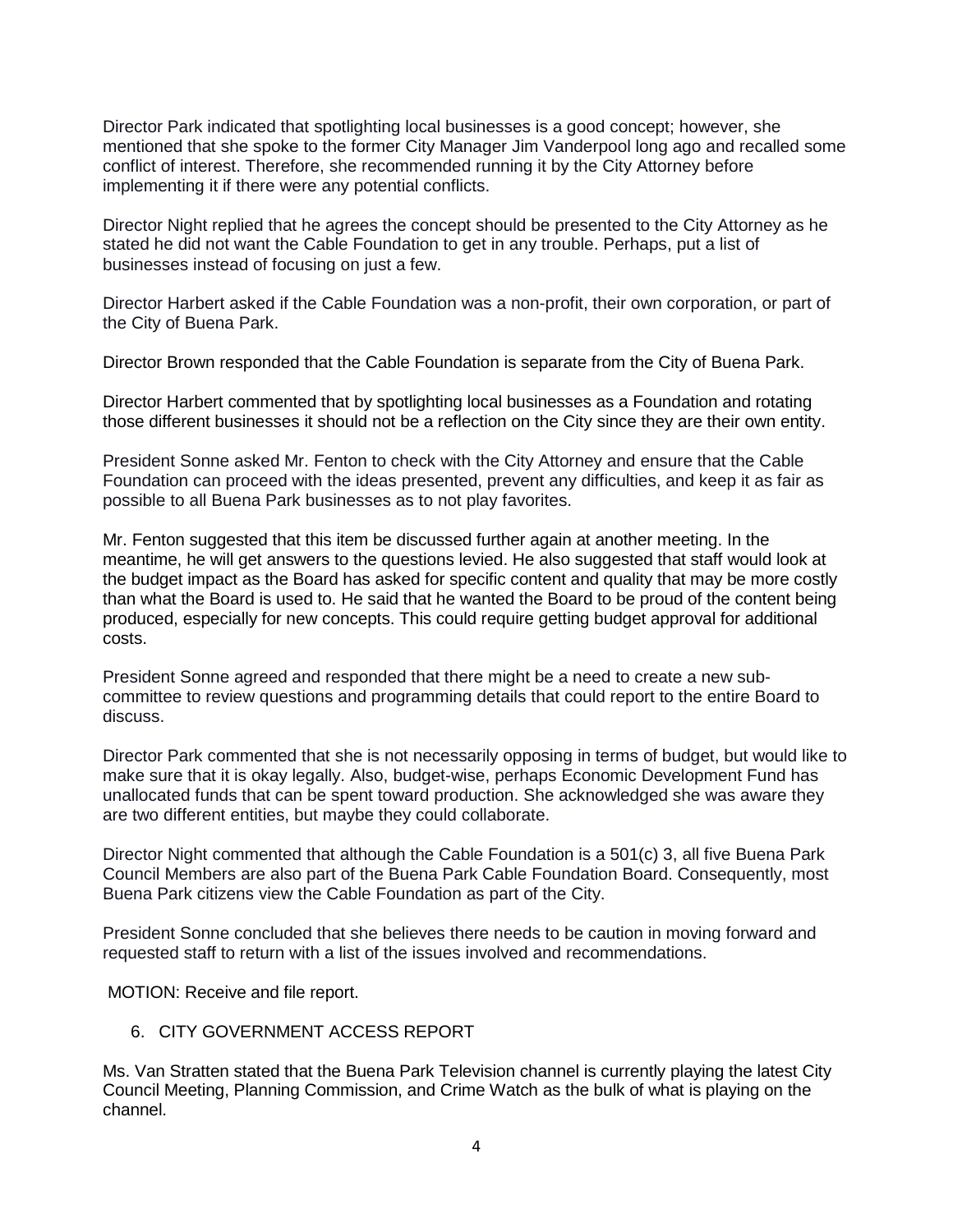Director Park indicated that spotlighting local businesses is a good concept; however, she mentioned that she spoke to the former City Manager Jim Vanderpool long ago and recalled some conflict of interest. Therefore, she recommended running it by the City Attorney before implementing it if there were any potential conflicts.

Director Night replied that he agrees the concept should be presented to the City Attorney as he stated he did not want the Cable Foundation to get in any trouble. Perhaps, put a list of businesses instead of focusing on just a few.

Director Harbert asked if the Cable Foundation was a non-profit, their own corporation, or part of the City of Buena Park.

Director Brown responded that the Cable Foundation is separate from the City of Buena Park.

Director Harbert commented that by spotlighting local businesses as a Foundation and rotating those different businesses it should not be a reflection on the City since they are their own entity.

President Sonne asked Mr. Fenton to check with the City Attorney and ensure that the Cable Foundation can proceed with the ideas presented, prevent any difficulties, and keep it as fair as possible to all Buena Park businesses as to not play favorites.

Mr. Fenton suggested that this item be discussed further again at another meeting. In the meantime, he will get answers to the questions levied. He also suggested that staff would look at the budget impact as the Board has asked for specific content and quality that may be more costly than what the Board is used to. He said that he wanted the Board to be proud of the content being produced, especially for new concepts. This could require getting budget approval for additional costs.

President Sonne agreed and responded that there might be a need to create a new sub-committee to review questions and programming details that could report to the entire Board to discuss.

Director Park commented that she is not necessarily opposing in terms of budget, but would like to make sure that it is okay legally. Also, budget-wise, perhaps Economic Development Fund has unallocated funds that can be spent toward production. She acknowledged she was aware they are two different entities, but maybe they could collaborate.

Director Night commented that although the Cable Foundation is a 501(c) 3, all five Buena Park Council Members are also part of the Buena Park Cable Foundation Board. Consequently, most Buena Park citizens view the Cable Foundation as part of the City.

President Sonne concluded that she believes there needs to be caution in moving forward and requested staff to return with a list of the issues involved and recommendations.

MOTION: Receive and file report.

6. CITY GOVERNMENT ACCESS REPORT

Ms. Van Stratten stated that the Buena Park Television channel is currently playing the latest City Council Meeting, Planning Commission, and Crime Watch as the bulk of what is playing on the channel.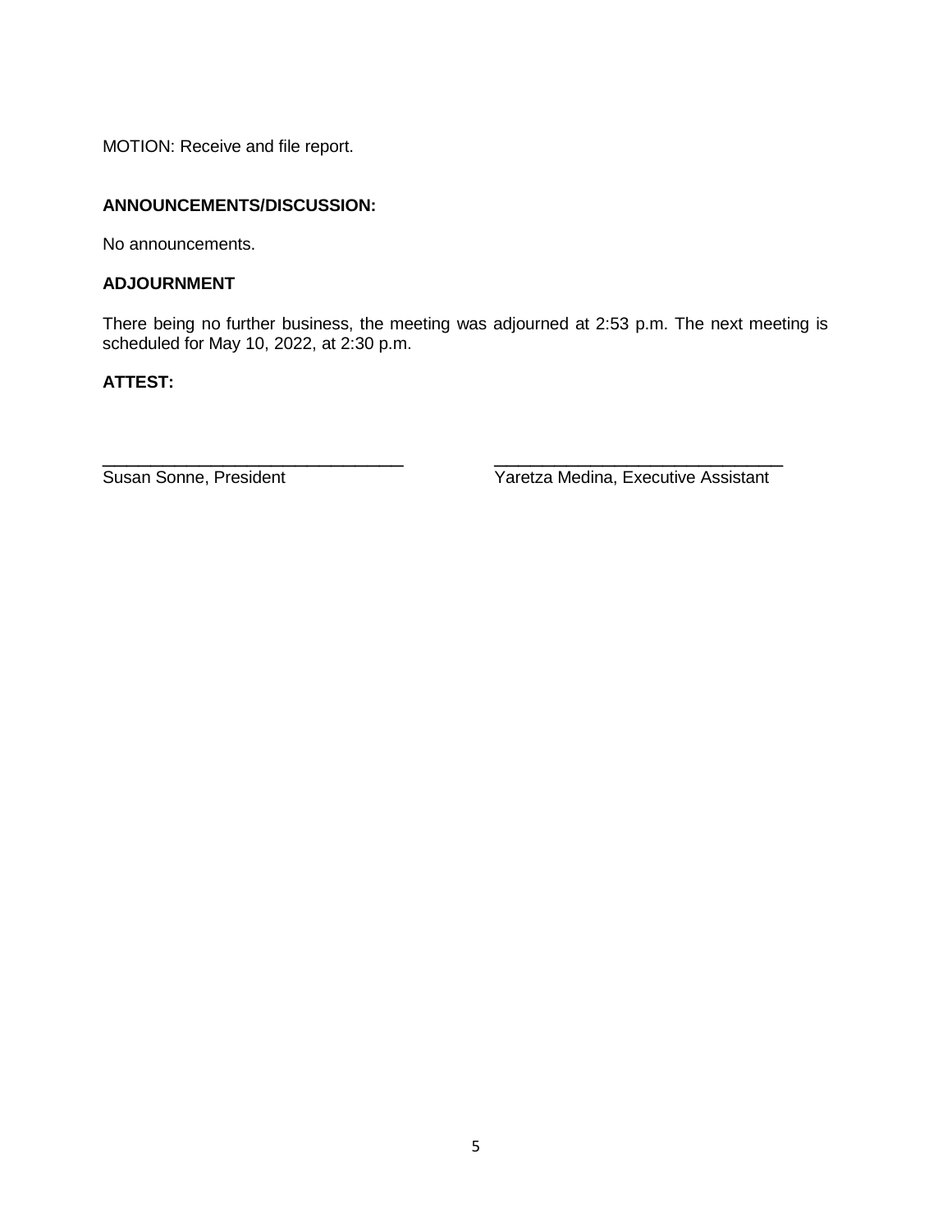MOTION: Receive and file report.

**ANNOUNCEMENTS/DISCUSSION:**

No announcements.

**ADJOURNMENT**

There being no further business, the meeting was adjourned at 2:53 p.m. The next meeting is scheduled for May 10, 2022, at 2:30 p.m.

**ATTEST:**

| _______________________________ | _______________________________ |
| --- | --- |
| Susan Sonne, President | Yaretza Medina, Executive Assistant |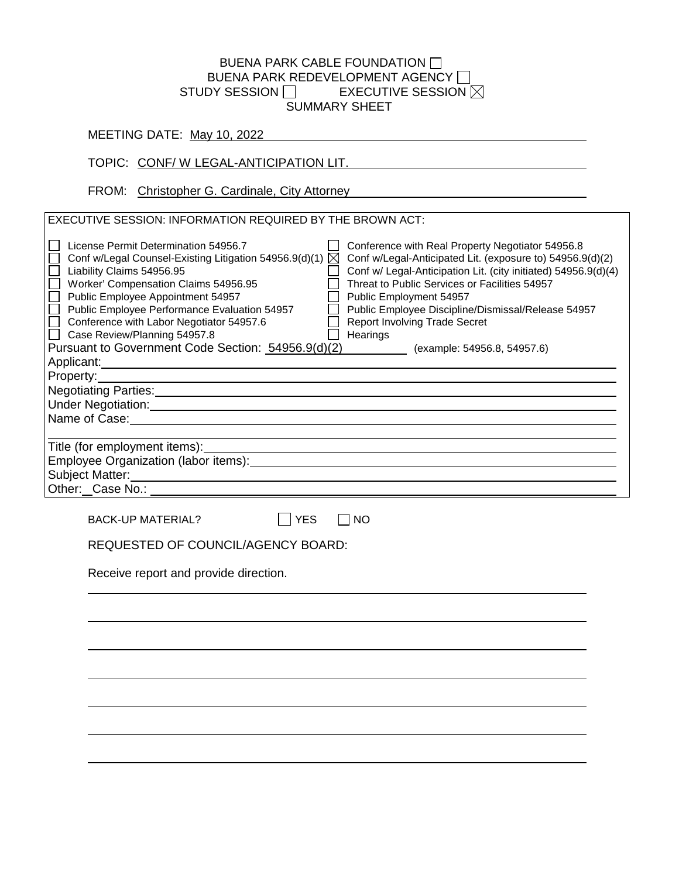BUENA PARK CABLE FOUNDATION ☐
BUENA PARK REDEVELOPMENT AGENCY ☐
STUDY SESSION ☐ EXECUTIVE SESSION ☒
SUMMARY SHEET

MEETING DATE: May 10, 2022

TOPIC: CONF/ W LEGAL-ANTICIPATION LIT.

FROM: Christopher G. Cardinale, City Attorney

EXECUTIVE SESSION: INFORMATION REQUIRED BY THE BROWN ACT:

- ☐ License Permit Determination 54956.7
- ☐ Conf w/Legal Counsel-Existing Litigation 54956.9(d)(1)
- ☐ Liability Claims 54956.95
- ☐ Worker' Compensation Claims 54956.95
- ☐ Public Employee Appointment 54957
- ☐ Public Employee Performance Evaluation 54957
- ☐ Conference with Labor Negotiator 54957.6
- ☐ Case Review/Planning 54957.8
- ☐ Conference with Real Property Negotiator 54956.8
- ☒ Conf w/Legal-Anticipated Lit. (exposure to) 54956.9(d)(2)
- ☐ Conf w/ Legal-Anticipation Lit. (city initiated) 54956.9(d)(4)
- ☐ Threat to Public Services or Facilities 54957
- ☐ Public Employment 54957
- ☐ Public Employee Discipline/Dismissal/Release 54957
- ☐ Report Involving Trade Secret
- ☐ Hearings

Pursuant to Government Code Section: 54956.9(d)(2) (example: 54956.8, 54957.6)

Applicant:

Property:

Negotiating Parties:

Under Negotiation:

Name of Case:

Title (for employment items):

Employee Organization (labor items):

Subject Matter:

Other: Case No.:

BACK-UP MATERIAL? ☐ YES ☐ NO

REQUESTED OF COUNCIL/AGENCY BOARD:

Receive report and provide direction.